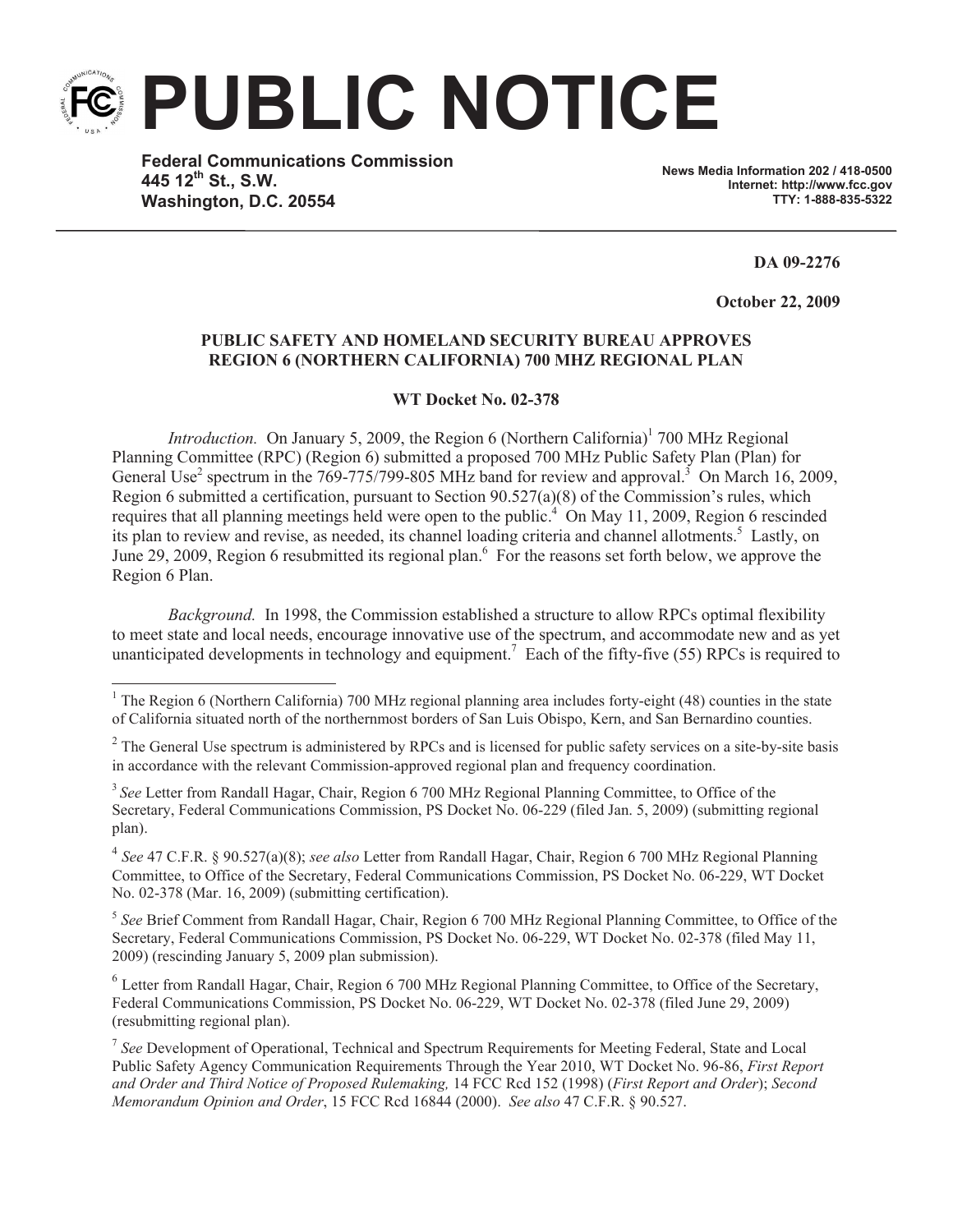# PUBLIC NOTICE

**Federal Communications Commission**
**445 12th St., S.W.**
**Washington, D.C. 20554**

**News Media Information 202 / 418-0500**
**Internet: http://www.fcc.gov**
**TTY: 1-888-835-5322**

**DA 09-2276**

**October 22, 2009**

**PUBLIC SAFETY AND HOMELAND SECURITY BUREAU APPROVES REGION 6 (NORTHERN CALIFORNIA) 700 MHZ REGIONAL PLAN**

**WT Docket No. 02-378**

*Introduction.* On January 5, 2009, the Region 6 (Northern California)[1] 700 MHz Regional Planning Committee (RPC) (Region 6) submitted a proposed 700 MHz Public Safety Plan (Plan) for General Use[2] spectrum in the 769-775/799-805 MHz band for review and approval.[3] On March 16, 2009, Region 6 submitted a certification, pursuant to Section 90.527(a)(8) of the Commission's rules, which requires that all planning meetings held were open to the public.[4] On May 11, 2009, Region 6 rescinded its plan to review and revise, as needed, its channel loading criteria and channel allotments.[5] Lastly, on June 29, 2009, Region 6 resubmitted its regional plan.[6] For the reasons set forth below, we approve the Region 6 Plan.

*Background.* In 1998, the Commission established a structure to allow RPCs optimal flexibility to meet state and local needs, encourage innovative use of the spectrum, and accommodate new and as yet unanticipated developments in technology and equipment.[7] Each of the fifty-five (55) RPCs is required to

---

[1] The Region 6 (Northern California) 700 MHz regional planning area includes forty-eight (48) counties in the state of California situated north of the northernmost borders of San Luis Obispo, Kern, and San Bernardino counties.

[2] The General Use spectrum is administered by RPCs and is licensed for public safety services on a site-by-site basis in accordance with the relevant Commission-approved regional plan and frequency coordination.

[3] *See* Letter from Randall Hagar, Chair, Region 6 700 MHz Regional Planning Committee, to Office of the Secretary, Federal Communications Commission, PS Docket No. 06-229 (filed Jan. 5, 2009) (submitting regional plan).

[4] *See* 47 C.F.R. § 90.527(a)(8); *see also* Letter from Randall Hagar, Chair, Region 6 700 MHz Regional Planning Committee, to Office of the Secretary, Federal Communications Commission, PS Docket No. 06-229, WT Docket No. 02-378 (Mar. 16, 2009) (submitting certification).

[5] *See* Brief Comment from Randall Hagar, Chair, Region 6 700 MHz Regional Planning Committee, to Office of the Secretary, Federal Communications Commission, PS Docket No. 06-229, WT Docket No. 02-378 (filed May 11, 2009) (rescinding January 5, 2009 plan submission).

[6] Letter from Randall Hagar, Chair, Region 6 700 MHz Regional Planning Committee, to Office of the Secretary, Federal Communications Commission, PS Docket No. 06-229, WT Docket No. 02-378 (filed June 29, 2009) (resubmitting regional plan).

[7] *See* Development of Operational, Technical and Spectrum Requirements for Meeting Federal, State and Local Public Safety Agency Communication Requirements Through the Year 2010, WT Docket No. 96-86, *First Report and Order and Third Notice of Proposed Rulemaking,* 14 FCC Rcd 152 (1998) (*First Report and Order*); *Second Memorandum Opinion and Order*, 15 FCC Rcd 16844 (2000). *See also* 47 C.F.R. § 90.527.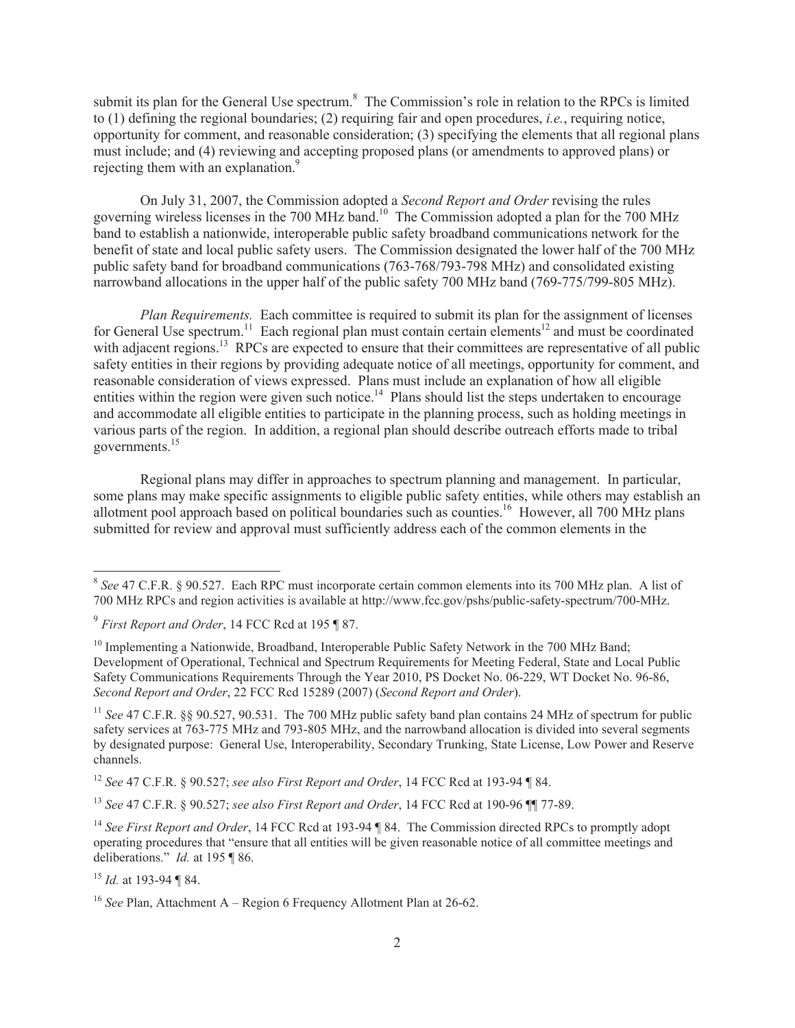submit its plan for the General Use spectrum.[8] The Commission's role in relation to the RPCs is limited to (1) defining the regional boundaries; (2) requiring fair and open procedures, *i.e.*, requiring notice, opportunity for comment, and reasonable consideration; (3) specifying the elements that all regional plans must include; and (4) reviewing and accepting proposed plans (or amendments to approved plans) or rejecting them with an explanation.[9]

On July 31, 2007, the Commission adopted a *Second Report and Order* revising the rules governing wireless licenses in the 700 MHz band.[10] The Commission adopted a plan for the 700 MHz band to establish a nationwide, interoperable public safety broadband communications network for the benefit of state and local public safety users. The Commission designated the lower half of the 700 MHz public safety band for broadband communications (763-768/793-798 MHz) and consolidated existing narrowband allocations in the upper half of the public safety 700 MHz band (769-775/799-805 MHz).

*Plan Requirements.* Each committee is required to submit its plan for the assignment of licenses for General Use spectrum.[11] Each regional plan must contain certain elements[12] and must be coordinated with adjacent regions.[13] RPCs are expected to ensure that their committees are representative of all public safety entities in their regions by providing adequate notice of all meetings, opportunity for comment, and reasonable consideration of views expressed. Plans must include an explanation of how all eligible entities within the region were given such notice.[14] Plans should list the steps undertaken to encourage and accommodate all eligible entities to participate in the planning process, such as holding meetings in various parts of the region. In addition, a regional plan should describe outreach efforts made to tribal governments.[15]

Regional plans may differ in approaches to spectrum planning and management. In particular, some plans may make specific assignments to eligible public safety entities, while others may establish an allotment pool approach based on political boundaries such as counties.[16] However, all 700 MHz plans submitted for review and approval must sufficiently address each of the common elements in the

---

[8] *See* 47 C.F.R. § 90.527. Each RPC must incorporate certain common elements into its 700 MHz plan. A list of 700 MHz RPCs and region activities is available at http://www.fcc.gov/pshs/public-safety-spectrum/700-MHz.

[9] *First Report and Order*, 14 FCC Rcd at 195 ¶ 87.

[10] Implementing a Nationwide, Broadband, Interoperable Public Safety Network in the 700 MHz Band; Development of Operational, Technical and Spectrum Requirements for Meeting Federal, State and Local Public Safety Communications Requirements Through the Year 2010, PS Docket No. 06-229, WT Docket No. 96-86, *Second Report and Order*, 22 FCC Rcd 15289 (2007) (*Second Report and Order*).

[11] *See* 47 C.F.R. §§ 90.527, 90.531. The 700 MHz public safety band plan contains 24 MHz of spectrum for public safety services at 763-775 MHz and 793-805 MHz, and the narrowband allocation is divided into several segments by designated purpose: General Use, Interoperability, Secondary Trunking, State License, Low Power and Reserve channels.

[12] *See* 47 C.F.R. § 90.527; *see also First Report and Order*, 14 FCC Rcd at 193-94 ¶ 84.

[13] *See* 47 C.F.R. § 90.527; *see also First Report and Order*, 14 FCC Rcd at 190-96 ¶¶ 77-89.

[14] *See First Report and Order*, 14 FCC Rcd at 193-94 ¶ 84. The Commission directed RPCs to promptly adopt operating procedures that "ensure that all entities will be given reasonable notice of all committee meetings and deliberations." *Id.* at 195 ¶ 86.

[15] *Id.* at 193-94 ¶ 84.

[16] *See* Plan, Attachment A – Region 6 Frequency Allotment Plan at 26-62.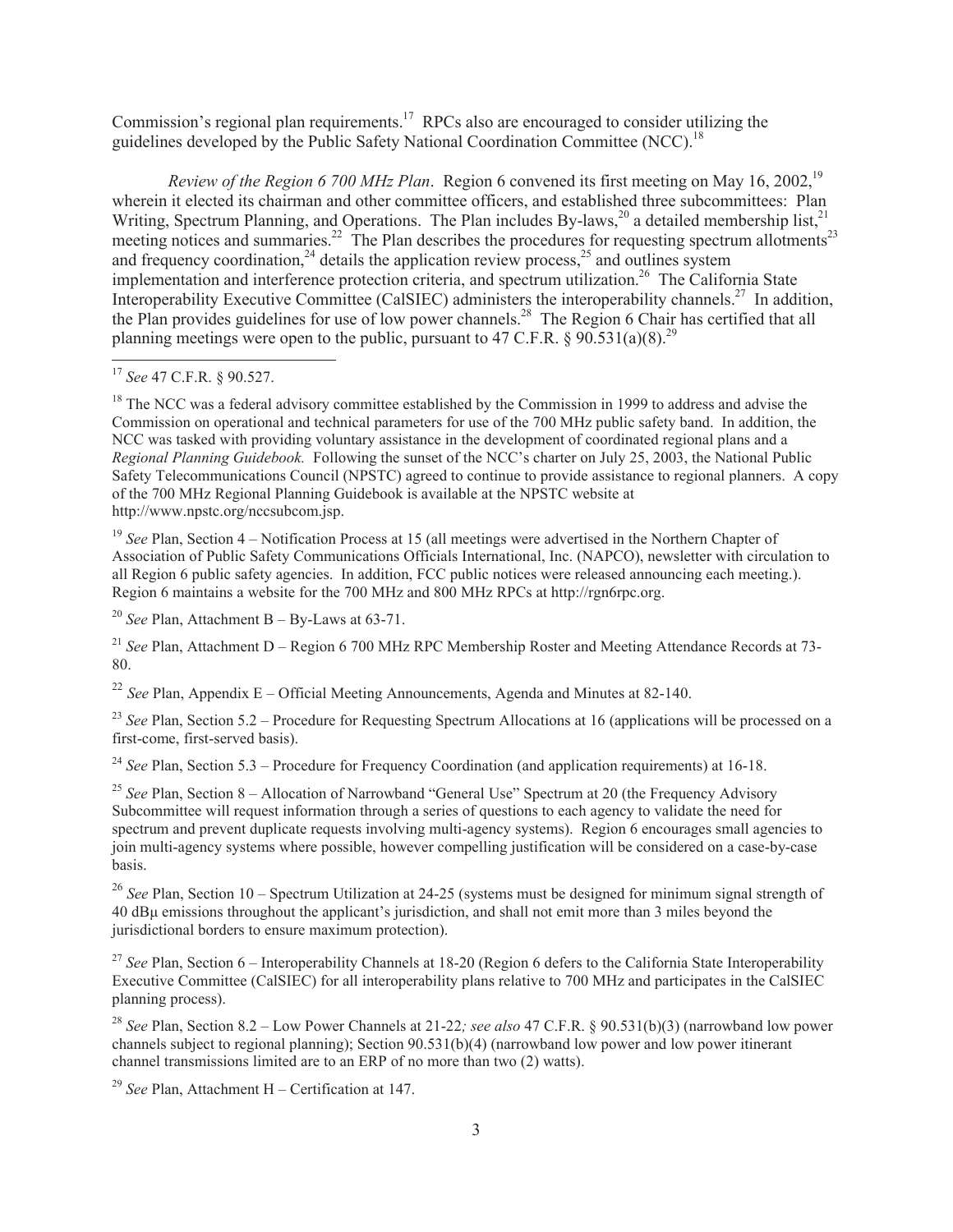Commission's regional plan requirements.[17] RPCs also are encouraged to consider utilizing the guidelines developed by the Public Safety National Coordination Committee (NCC).[18]

*Review of the Region 6 700 MHz Plan*. Region 6 convened its first meeting on May 16, 2002,[19] wherein it elected its chairman and other committee officers, and established three subcommittees: Plan Writing, Spectrum Planning, and Operations. The Plan includes By-laws,[20] a detailed membership list,[21] meeting notices and summaries.[22] The Plan describes the procedures for requesting spectrum allotments[23] and frequency coordination,[24] details the application review process,[25] and outlines system implementation and interference protection criteria, and spectrum utilization.[26] The California State Interoperability Executive Committee (CalSIEC) administers the interoperability channels.[27] In addition, the Plan provides guidelines for use of low power channels.[28] The Region 6 Chair has certified that all planning meetings were open to the public, pursuant to 47 C.F.R. § 90.531(a)(8).[29]

---

[17] *See* 47 C.F.R. § 90.527.

[18] The NCC was a federal advisory committee established by the Commission in 1999 to address and advise the Commission on operational and technical parameters for use of the 700 MHz public safety band. In addition, the NCC was tasked with providing voluntary assistance in the development of coordinated regional plans and a *Regional Planning Guidebook.* Following the sunset of the NCC's charter on July 25, 2003, the National Public Safety Telecommunications Council (NPSTC) agreed to continue to provide assistance to regional planners. A copy of the 700 MHz Regional Planning Guidebook is available at the NPSTC website at http://www.npstc.org/nccsubcom.jsp.

[19] *See* Plan, Section 4 – Notification Process at 15 (all meetings were advertised in the Northern Chapter of Association of Public Safety Communications Officials International, Inc. (NAPCO), newsletter with circulation to all Region 6 public safety agencies. In addition, FCC public notices were released announcing each meeting.). Region 6 maintains a website for the 700 MHz and 800 MHz RPCs at http://rgn6rpc.org.

[20] *See* Plan, Attachment B – By-Laws at 63-71.

[21] *See* Plan, Attachment D – Region 6 700 MHz RPC Membership Roster and Meeting Attendance Records at 73-80.

[22] *See* Plan, Appendix E – Official Meeting Announcements, Agenda and Minutes at 82-140.

[23] *See* Plan, Section 5.2 – Procedure for Requesting Spectrum Allocations at 16 (applications will be processed on a first-come, first-served basis).

[24] *See* Plan, Section 5.3 – Procedure for Frequency Coordination (and application requirements) at 16-18.

[25] *See* Plan, Section 8 – Allocation of Narrowband "General Use" Spectrum at 20 (the Frequency Advisory Subcommittee will request information through a series of questions to each agency to validate the need for spectrum and prevent duplicate requests involving multi-agency systems). Region 6 encourages small agencies to join multi-agency systems where possible, however compelling justification will be considered on a case-by-case basis.

[26] *See* Plan, Section 10 – Spectrum Utilization at 24-25 (systems must be designed for minimum signal strength of 40 dBμ emissions throughout the applicant's jurisdiction, and shall not emit more than 3 miles beyond the jurisdictional borders to ensure maximum protection).

[27] *See* Plan, Section 6 – Interoperability Channels at 18-20 (Region 6 defers to the California State Interoperability Executive Committee (CalSIEC) for all interoperability plans relative to 700 MHz and participates in the CalSIEC planning process).

[28] *See* Plan, Section 8.2 – Low Power Channels at 21-22*; see also* 47 C.F.R. § 90.531(b)(3) (narrowband low power channels subject to regional planning); Section 90.531(b)(4) (narrowband low power and low power itinerant channel transmissions limited are to an ERP of no more than two (2) watts).

[29] *See* Plan, Attachment H – Certification at 147.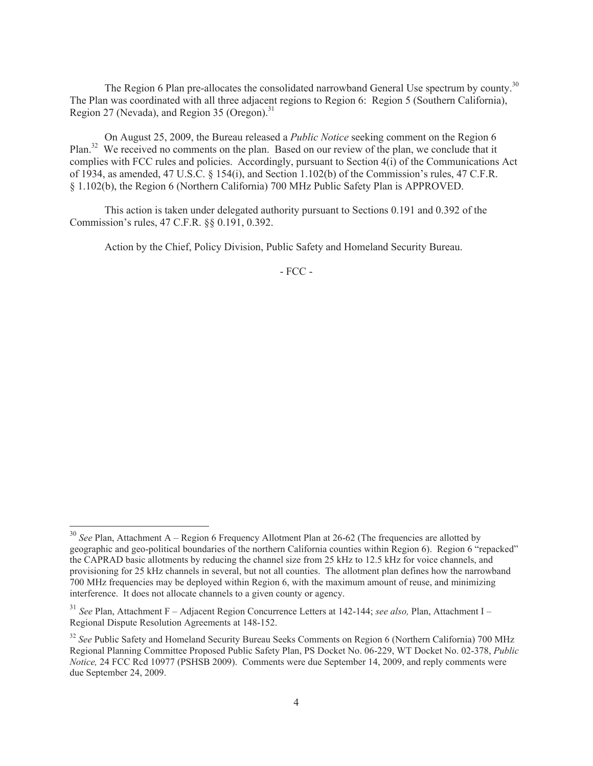The Region 6 Plan pre-allocates the consolidated narrowband General Use spectrum by county.[30] The Plan was coordinated with all three adjacent regions to Region 6: Region 5 (Southern California), Region 27 (Nevada), and Region 35 (Oregon).[31]

On August 25, 2009, the Bureau released a *Public Notice* seeking comment on the Region 6 Plan.[32] We received no comments on the plan. Based on our review of the plan, we conclude that it complies with FCC rules and policies. Accordingly, pursuant to Section 4(i) of the Communications Act of 1934, as amended, 47 U.S.C. § 154(i), and Section 1.102(b) of the Commission's rules, 47 C.F.R. § 1.102(b), the Region 6 (Northern California) 700 MHz Public Safety Plan is APPROVED.

This action is taken under delegated authority pursuant to Sections 0.191 and 0.392 of the Commission's rules, 47 C.F.R. §§ 0.191, 0.392.

Action by the Chief, Policy Division, Public Safety and Homeland Security Bureau.

- FCC -

---

[30] *See* Plan, Attachment A – Region 6 Frequency Allotment Plan at 26-62 (The frequencies are allotted by geographic and geo-political boundaries of the northern California counties within Region 6). Region 6 "repacked" the CAPRAD basic allotments by reducing the channel size from 25 kHz to 12.5 kHz for voice channels, and provisioning for 25 kHz channels in several, but not all counties. The allotment plan defines how the narrowband 700 MHz frequencies may be deployed within Region 6, with the maximum amount of reuse, and minimizing interference. It does not allocate channels to a given county or agency.

[31] *See* Plan, Attachment F – Adjacent Region Concurrence Letters at 142-144; *see also,* Plan, Attachment I – Regional Dispute Resolution Agreements at 148-152.

[32] *See* Public Safety and Homeland Security Bureau Seeks Comments on Region 6 (Northern California) 700 MHz Regional Planning Committee Proposed Public Safety Plan, PS Docket No. 06-229, WT Docket No. 02-378, *Public Notice,* 24 FCC Rcd 10977 (PSHSB 2009). Comments were due September 14, 2009, and reply comments were due September 24, 2009.